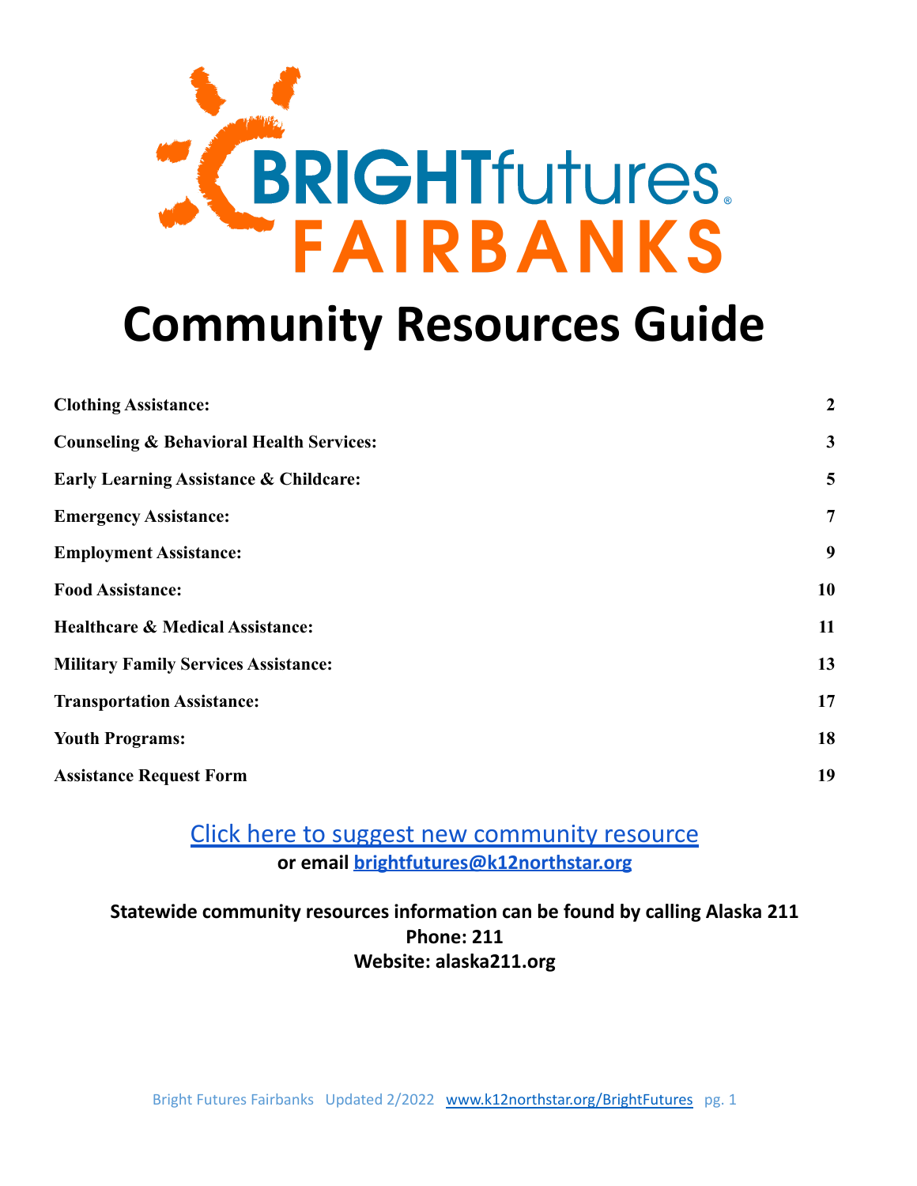# BRIGHTfutures FAIRBANKS

# Community Resources Guide

| | |
|---|---|
| **Clothing Assistance:** | **2** |
| **Counseling & Behavioral Health Services:** | **3** |
| **Early Learning Assistance & Childcare:** | **5** |
| **Emergency Assistance:** | **7** |
| **Employment Assistance:** | **9** |
| **Food Assistance:** | **10** |
| **Healthcare & Medical Assistance:** | **11** |
| **Military Family Services Assistance:** | **13** |
| **Transportation Assistance:** | **17** |
| **Youth Programs:** | **18** |
| **Assistance Request Form** | **19** |

Click here to suggest new community resource

**or email brightfutures@k12northstar.org**

**Statewide community resources information can be found by calling Alaska 211**

**Phone: 211**

**Website: alaska211.org**

Bright Futures Fairbanks Updated 2/2022 www.k12northstar.org/BrightFutures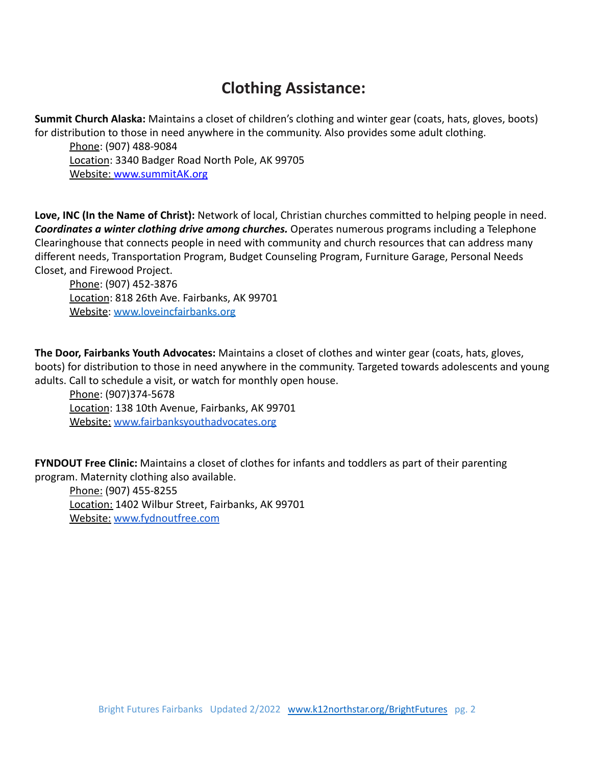# Clothing Assistance:

**Summit Church Alaska:** Maintains a closet of children's clothing and winter gear (coats, hats, gloves, boots) for distribution to those in need anywhere in the community. Also provides some adult clothing.

Phone: (907) 488-9084
Location: 3340 Badger Road North Pole, AK 99705
Website: www.summitAK.org

**Love, INC (In the Name of Christ):** Network of local, Christian churches committed to helping people in need. ***Coordinates a winter clothing drive among churches.*** Operates numerous programs including a Telephone Clearinghouse that connects people in need with community and church resources that can address many different needs, Transportation Program, Budget Counseling Program, Furniture Garage, Personal Needs Closet, and Firewood Project.

Phone: (907) 452-3876
Location: 818 26th Ave. Fairbanks, AK 99701
Website: www.loveincfairbanks.org

**The Door, Fairbanks Youth Advocates:** Maintains a closet of clothes and winter gear (coats, hats, gloves, boots) for distribution to those in need anywhere in the community. Targeted towards adolescents and young adults. Call to schedule a visit, or watch for monthly open house.

Phone: (907)374-5678
Location: 138 10th Avenue, Fairbanks, AK 99701
Website: www.fairbanksyouthadvocates.org

**FYNDOUT Free Clinic:** Maintains a closet of clothes for infants and toddlers as part of their parenting program. Maternity clothing also available.

Phone: (907) 455-8255
Location: 1402 Wilbur Street, Fairbanks, AK 99701
Website: www.fydnoutfree.com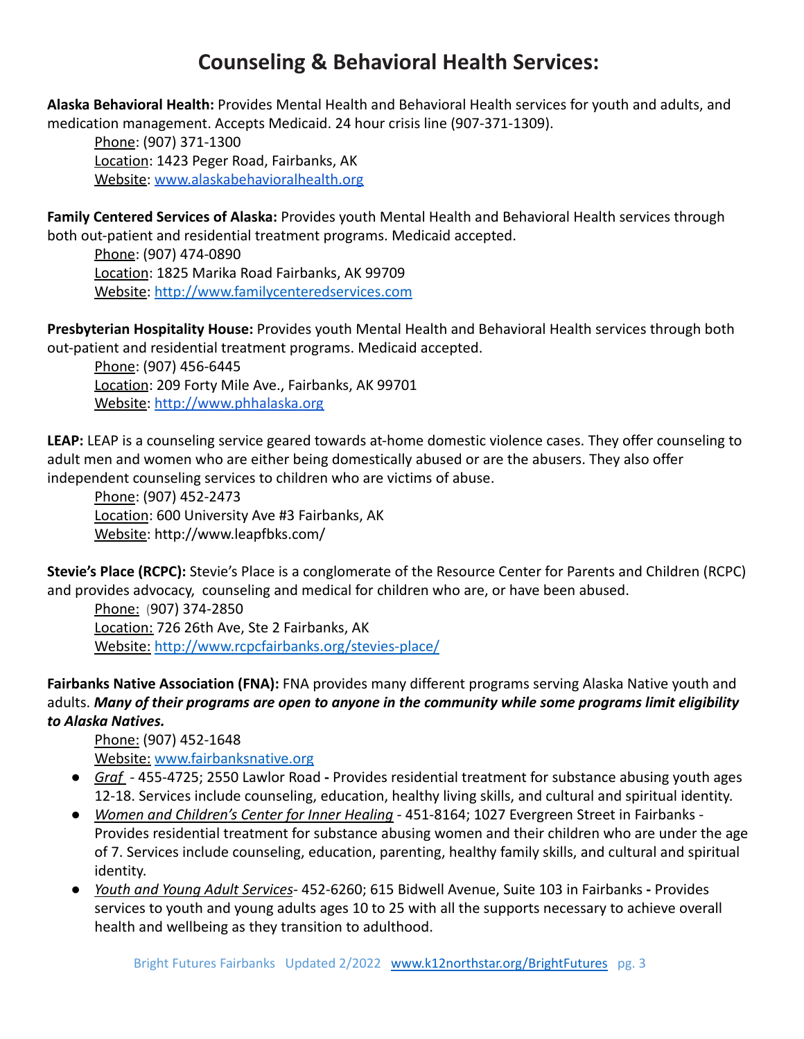# Counseling & Behavioral Health Services:

**Alaska Behavioral Health:** Provides Mental Health and Behavioral Health services for youth and adults, and medication management. Accepts Medicaid. 24 hour crisis line (907-371-1309).

Phone: (907) 371-1300
Location: 1423 Peger Road, Fairbanks, AK
Website: www.alaskabehavioralhealth.org

**Family Centered Services of Alaska:** Provides youth Mental Health and Behavioral Health services through both out-patient and residential treatment programs. Medicaid accepted.

Phone: (907) 474-0890
Location: 1825 Marika Road Fairbanks, AK 99709
Website: http://www.familycenteredservices.com

**Presbyterian Hospitality House:** Provides youth Mental Health and Behavioral Health services through both out-patient and residential treatment programs. Medicaid accepted.

Phone: (907) 456-6445
Location: 209 Forty Mile Ave., Fairbanks, AK 99701
Website: http://www.phhalaska.org

**LEAP:** LEAP is a counseling service geared towards at-home domestic violence cases. They offer counseling to adult men and women who are either being domestically abused or are the abusers. They also offer independent counseling services to children who are victims of abuse.

Phone: (907) 452-2473
Location: 600 University Ave #3 Fairbanks, AK
Website: http://www.leapfbks.com/

**Stevie's Place (RCPC):** Stevie's Place is a conglomerate of the Resource Center for Parents and Children (RCPC) and provides advocacy, counseling and medical for children who are, or have been abused.

Phone: (907) 374-2850
Location: 726 26th Ave, Ste 2 Fairbanks, AK
Website: http://www.rcpcfairbanks.org/stevies-place/

**Fairbanks Native Association (FNA):** FNA provides many different programs serving Alaska Native youth and adults. ***Many of their programs are open to anyone in the community while some programs limit eligibility to Alaska Natives.***

Phone: (907) 452-1648
Website: www.fairbanksnative.org

- *Graf* - 455-4725; 2550 Lawlor Road **-** Provides residential treatment for substance abusing youth ages 12-18. Services include counseling, education, healthy living skills, and cultural and spiritual identity.
- *Women and Children's Center for Inner Healing* - 451-8164; 1027 Evergreen Street in Fairbanks - Provides residential treatment for substance abusing women and their children who are under the age of 7. Services include counseling, education, parenting, healthy family skills, and cultural and spiritual identity.
- *Youth and Young Adult Services*- 452-6260; 615 Bidwell Avenue, Suite 103 in Fairbanks **-** Provides services to youth and young adults ages 10 to 25 with all the supports necessary to achieve overall health and wellbeing as they transition to adulthood.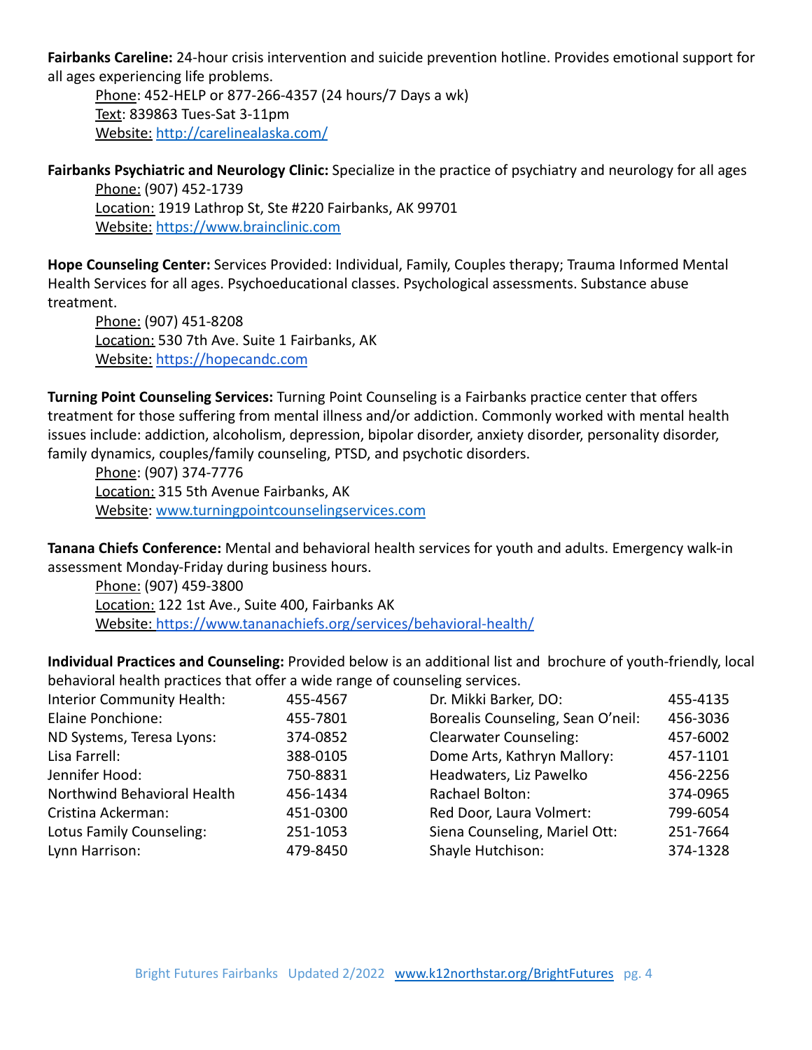**Fairbanks Careline:** 24-hour crisis intervention and suicide prevention hotline. Provides emotional support for all ages experiencing life problems.

Phone: 452-HELP or 877-266-4357 (24 hours/7 Days a wk)
Text: 839863 Tues-Sat 3-11pm
Website: http://carelinealaska.com/

**Fairbanks Psychiatric and Neurology Clinic:** Specialize in the practice of psychiatry and neurology for all ages

Phone: (907) 452-1739
Location: 1919 Lathrop St, Ste #220 Fairbanks, AK 99701
Website: https://www.brainclinic.com

**Hope Counseling Center:** Services Provided: Individual, Family, Couples therapy; Trauma Informed Mental Health Services for all ages. Psychoeducational classes. Psychological assessments. Substance abuse treatment.

Phone: (907) 451-8208
Location: 530 7th Ave. Suite 1 Fairbanks, AK
Website: https://hopecandc.com

**Turning Point Counseling Services:** Turning Point Counseling is a Fairbanks practice center that offers treatment for those suffering from mental illness and/or addiction. Commonly worked with mental health issues include: addiction, alcoholism, depression, bipolar disorder, anxiety disorder, personality disorder, family dynamics, couples/family counseling, PTSD, and psychotic disorders.

Phone: (907) 374-7776
Location: 315 5th Avenue Fairbanks, AK
Website: www.turningpointcounselingservices.com

**Tanana Chiefs Conference:** Mental and behavioral health services for youth and adults. Emergency walk-in assessment Monday-Friday during business hours.

Phone: (907) 459-3800
Location: 122 1st Ave., Suite 400, Fairbanks AK
Website: https://www.tananachiefs.org/services/behavioral-health/

**Individual Practices and Counseling:** Provided below is an additional list and brochure of youth-friendly, local behavioral health practices that offer a wide range of counseling services.

| | | | |
|---|---|---|---|
| Interior Community Health: | 455-4567 | Dr. Mikki Barker, DO: | 455-4135 |
| Elaine Ponchione: | 455-7801 | Borealis Counseling, Sean O'neil: | 456-3036 |
| ND Systems, Teresa Lyons: | 374-0852 | Clearwater Counseling: | 457-6002 |
| Lisa Farrell: | 388-0105 | Dome Arts, Kathryn Mallory: | 457-1101 |
| Jennifer Hood: | 750-8831 | Headwaters, Liz Pawelko | 456-2256 |
| Northwind Behavioral Health | 456-1434 | Rachael Bolton: | 374-0965 |
| Cristina Ackerman: | 451-0300 | Red Door, Laura Volmert: | 799-6054 |
| Lotus Family Counseling: | 251-1053 | Siena Counseling, Mariel Ott: | 251-7664 |
| Lynn Harrison: | 479-8450 | Shayle Hutchison: | 374-1328 |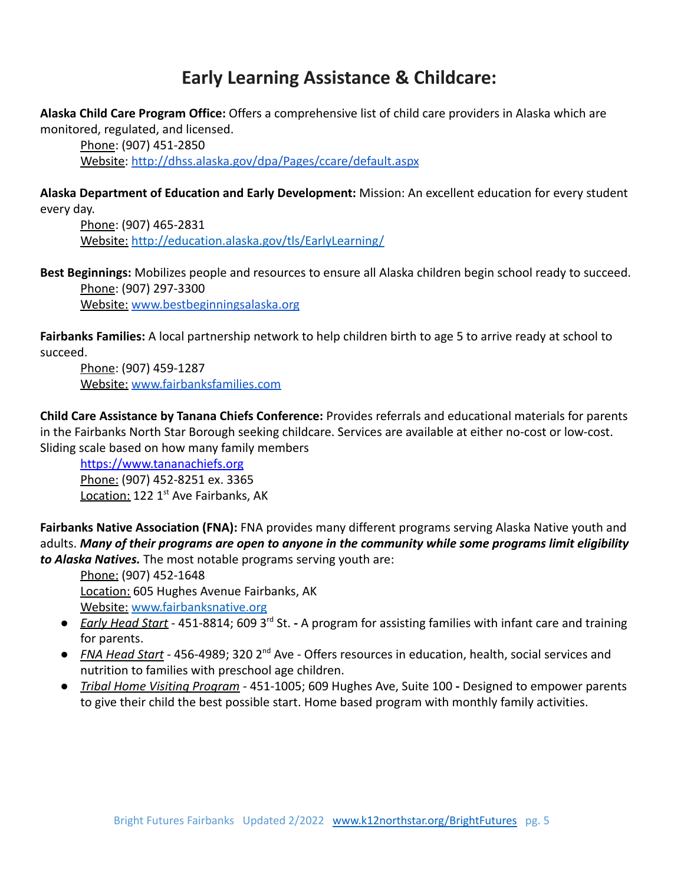# Early Learning Assistance & Childcare:

**Alaska Child Care Program Office:** Offers a comprehensive list of child care providers in Alaska which are monitored, regulated, and licensed.

Phone: (907) 451-2850
Website: http://dhss.alaska.gov/dpa/Pages/ccare/default.aspx

**Alaska Department of Education and Early Development:** Mission: An excellent education for every student every day.

Phone: (907) 465-2831
Website: http://education.alaska.gov/tls/EarlyLearning/

**Best Beginnings:** Mobilizes people and resources to ensure all Alaska children begin school ready to succeed.

Phone: (907) 297-3300
Website: www.bestbeginningsalaska.org

**Fairbanks Families:** A local partnership network to help children birth to age 5 to arrive ready at school to succeed.

Phone: (907) 459-1287
Website: www.fairbanksfamilies.com

**Child Care Assistance by Tanana Chiefs Conference:** Provides referrals and educational materials for parents in the Fairbanks North Star Borough seeking childcare. Services are available at either no-cost or low-cost. Sliding scale based on how many family members

https://www.tananachiefs.org
Phone: (907) 452-8251 ex. 3365
Location: 122 1st Ave Fairbanks, AK

**Fairbanks Native Association (FNA):** FNA provides many different programs serving Alaska Native youth and adults. ***Many of their programs are open to anyone in the community while some programs limit eligibility to Alaska Natives.*** The most notable programs serving youth are:

Phone: (907) 452-1648
Location: 605 Hughes Avenue Fairbanks, AK
Website: www.fairbanksnative.org

- *Early Head Start* - 451-8814; 609 3rd St. - A program for assisting families with infant care and training for parents.
- *FNA Head Start* - 456-4989; 320 2nd Ave - Offers resources in education, health, social services and nutrition to families with preschool age children.
- *Tribal Home Visiting Program* - 451-1005; 609 Hughes Ave, Suite 100 - Designed to empower parents to give their child the best possible start. Home based program with monthly family activities.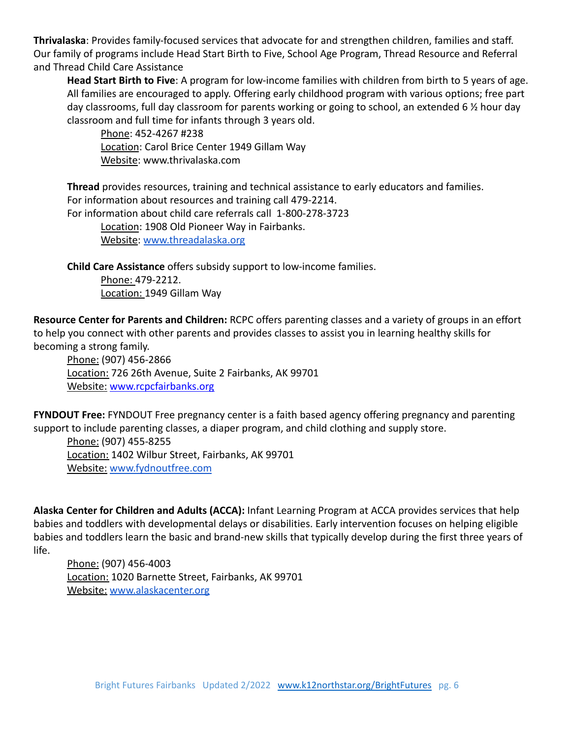**Thrivalaska**: Provides family-focused services that advocate for and strengthen children, families and staff. Our family of programs include Head Start Birth to Five, School Age Program, Thread Resource and Referral and Thread Child Care Assistance

> **Head Start Birth to Five**: A program for low-income families with children from birth to 5 years of age. All families are encouraged to apply. Offering early childhood program with various options; free part day classrooms, full day classroom for parents working or going to school, an extended 6 ½ hour day classroom and full time for infants through 3 years old.
>
> > Phone: 452-4267 #238
> > Location: Carol Brice Center 1949 Gillam Way
> > Website: www.thrivalaska.com
>
> **Thread** provides resources, training and technical assistance to early educators and families.
> For information about resources and training call 479-2214.
> For information about child care referrals call 1-800-278-3723
>
> > Location: 1908 Old Pioneer Way in Fairbanks.
> > Website: [www.threadalaska.org](http://www.threadalaska.org)
>
> **Child Care Assistance** offers subsidy support to low-income families.
>
> > Phone: 479-2212.
> > Location: 1949 Gillam Way

**Resource Center for Parents and Children:** RCPC offers parenting classes and a variety of groups in an effort to help you connect with other parents and provides classes to assist you in learning healthy skills for becoming a strong family.

> Phone: (907) 456-2866
> Location: 726 26th Avenue, Suite 2 Fairbanks, AK 99701
> Website: [www.rcpcfairbanks.org](http://www.rcpcfairbanks.org)

**FYNDOUT Free:** FYNDOUT Free pregnancy center is a faith based agency offering pregnancy and parenting support to include parenting classes, a diaper program, and child clothing and supply store.

> Phone: (907) 455-8255
> Location: 1402 Wilbur Street, Fairbanks, AK 99701
> Website: [www.fydnoutfree.com](http://www.fydnoutfree.com)

**Alaska Center for Children and Adults (ACCA):** Infant Learning Program at ACCA provides services that help babies and toddlers with developmental delays or disabilities. Early intervention focuses on helping eligible babies and toddlers learn the basic and brand-new skills that typically develop during the first three years of life.

> Phone: (907) 456-4003
> Location: 1020 Barnette Street, Fairbanks, AK 99701
> Website: [www.alaskacenter.org](http://www.alaskacenter.org)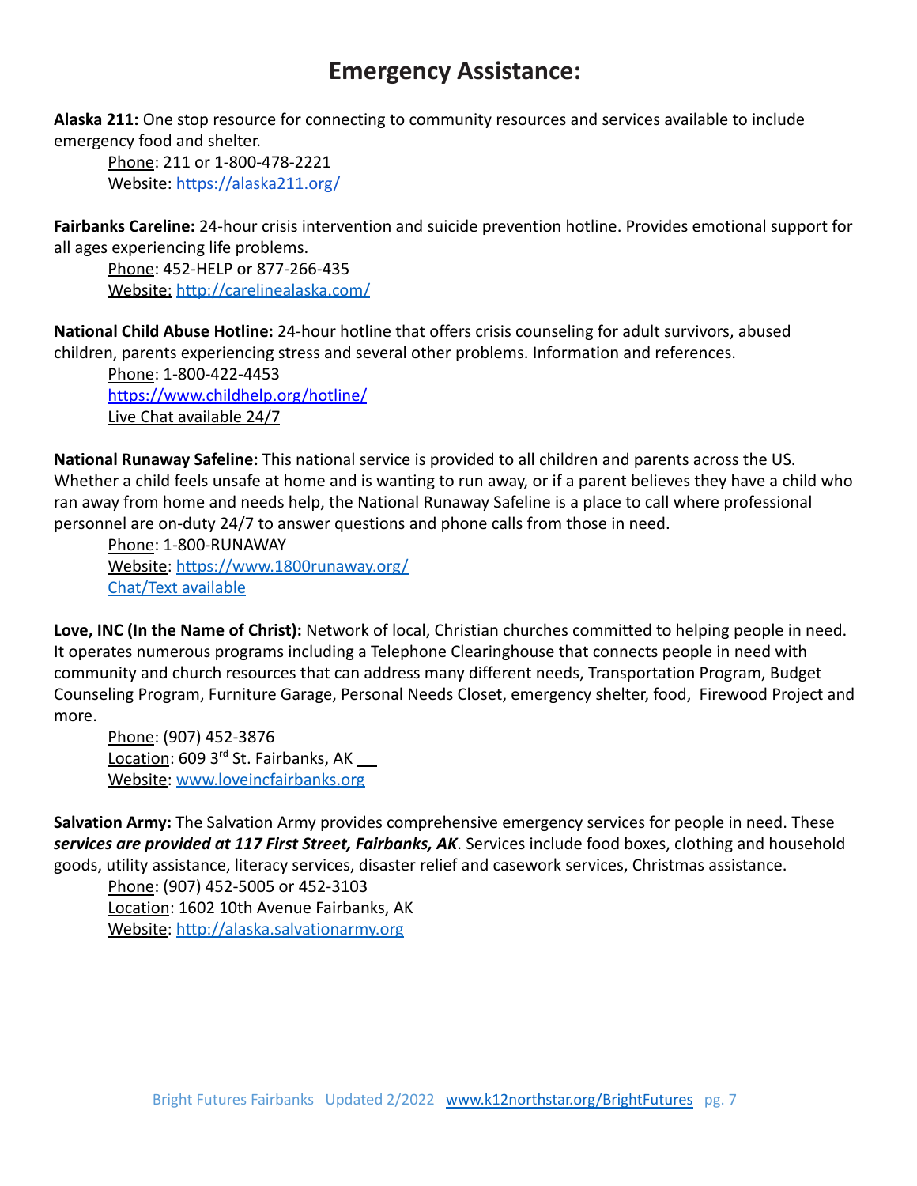# Emergency Assistance:

**Alaska 211:** One stop resource for connecting to community resources and services available to include emergency food and shelter.

Phone: 211 or 1-800-478-2221
Website: https://alaska211.org/

**Fairbanks Careline:** 24-hour crisis intervention and suicide prevention hotline. Provides emotional support for all ages experiencing life problems.

Phone: 452-HELP or 877-266-435
Website: http://carelinealaska.com/

**National Child Abuse Hotline:** 24-hour hotline that offers crisis counseling for adult survivors, abused children, parents experiencing stress and several other problems. Information and references.

Phone: 1-800-422-4453
https://www.childhelp.org/hotline/
Live Chat available 24/7

**National Runaway Safeline:** This national service is provided to all children and parents across the US. Whether a child feels unsafe at home and is wanting to run away, or if a parent believes they have a child who ran away from home and needs help, the National Runaway Safeline is a place to call where professional personnel are on-duty 24/7 to answer questions and phone calls from those in need.

Phone: 1-800-RUNAWAY
Website: https://www.1800runaway.org/
Chat/Text available

**Love, INC (In the Name of Christ):** Network of local, Christian churches committed to helping people in need. It operates numerous programs including a Telephone Clearinghouse that connects people in need with community and church resources that can address many different needs, Transportation Program, Budget Counseling Program, Furniture Garage, Personal Needs Closet, emergency shelter, food, Firewood Project and more.

Phone: (907) 452-3876
Location: 609 3rd St. Fairbanks, AK
Website: www.loveincfairbanks.org

**Salvation Army:** The Salvation Army provides comprehensive emergency services for people in need. These ***services are provided at 117 First Street, Fairbanks, AK***. Services include food boxes, clothing and household goods, utility assistance, literacy services, disaster relief and casework services, Christmas assistance.

Phone: (907) 452-5005 or 452-3103
Location: 1602 10th Avenue Fairbanks, AK
Website: http://alaska.salvationarmy.org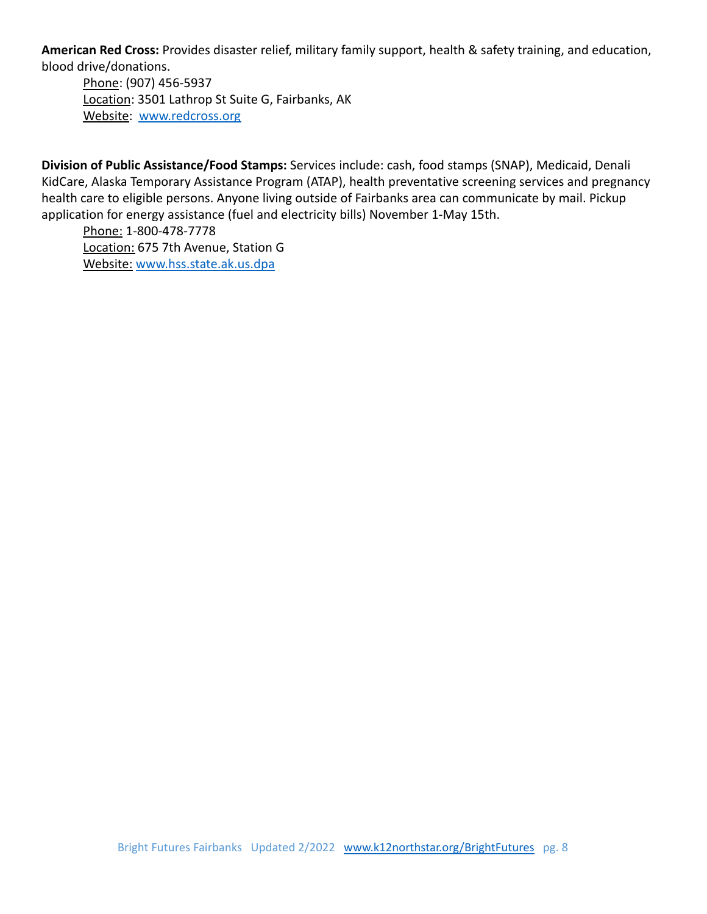**American Red Cross:** Provides disaster relief, military family support, health & safety training, and education, blood drive/donations.

Phone: (907) 456-5937
Location: 3501 Lathrop St Suite G, Fairbanks, AK
Website: www.redcross.org

**Division of Public Assistance/Food Stamps:** Services include: cash, food stamps (SNAP), Medicaid, Denali KidCare, Alaska Temporary Assistance Program (ATAP), health preventative screening services and pregnancy health care to eligible persons. Anyone living outside of Fairbanks area can communicate by mail. Pickup application for energy assistance (fuel and electricity bills) November 1-May 15th.

Phone: 1-800-478-7778
Location: 675 7th Avenue, Station G
Website: www.hss.state.ak.us.dpa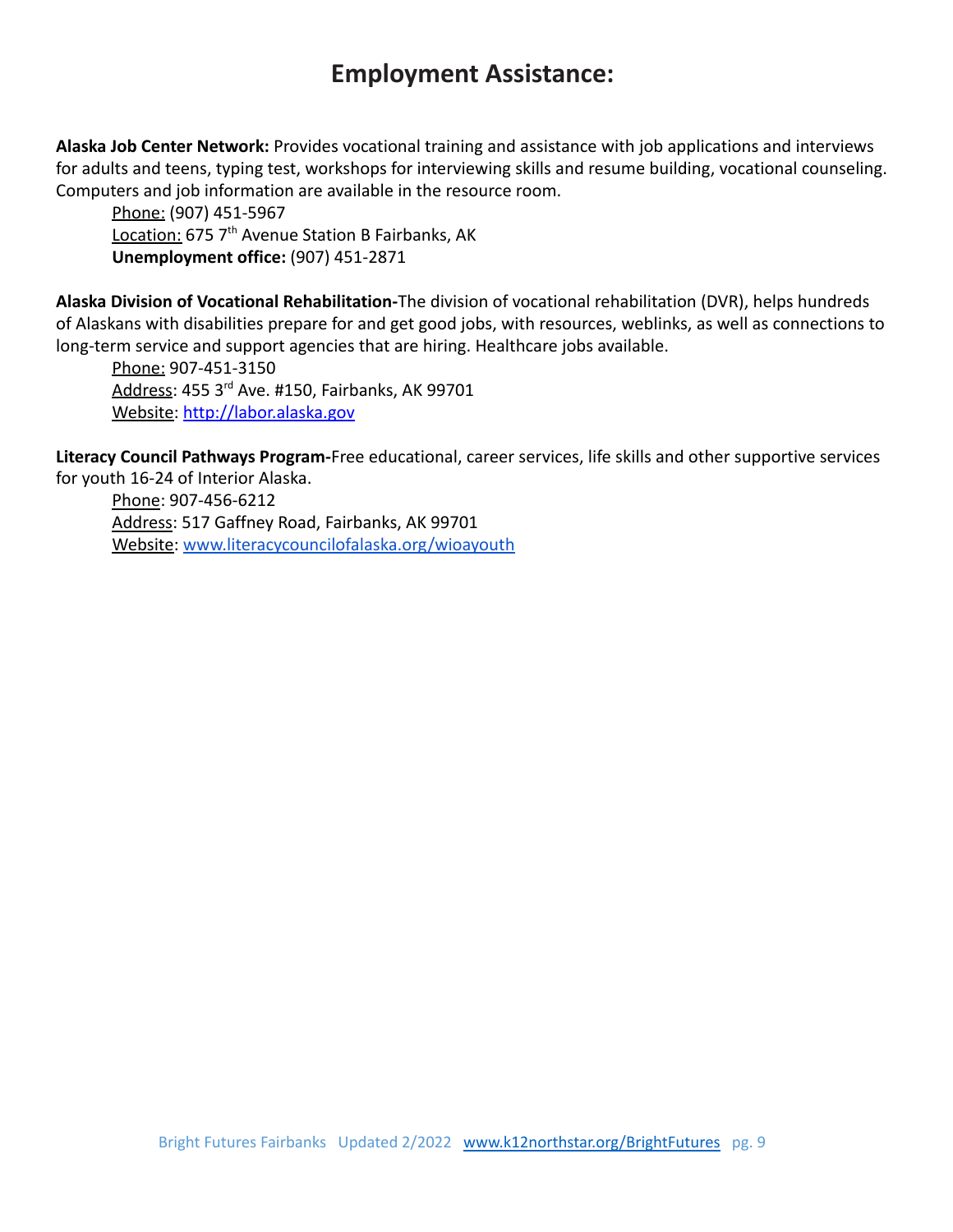# Employment Assistance:

**Alaska Job Center Network:** Provides vocational training and assistance with job applications and interviews for adults and teens, typing test, workshops for interviewing skills and resume building, vocational counseling. Computers and job information are available in the resource room.

Phone: (907) 451-5967
Location: 675 7th Avenue Station B Fairbanks, AK
**Unemployment office:** (907) 451-2871

**Alaska Division of Vocational Rehabilitation-**The division of vocational rehabilitation (DVR), helps hundreds of Alaskans with disabilities prepare for and get good jobs, with resources, weblinks, as well as connections to long-term service and support agencies that are hiring. Healthcare jobs available.

Phone: 907-451-3150
Address: 455 3rd Ave. #150, Fairbanks, AK 99701
Website: [http://labor.alaska.gov](http://labor.alaska.gov)

**Literacy Council Pathways Program-**Free educational, career services, life skills and other supportive services for youth 16-24 of Interior Alaska.

Phone: 907-456-6212
Address: 517 Gaffney Road, Fairbanks, AK 99701
Website: [www.literacycouncilofalaska.org/wioayouth](http://www.literacycouncilofalaska.org/wioayouth)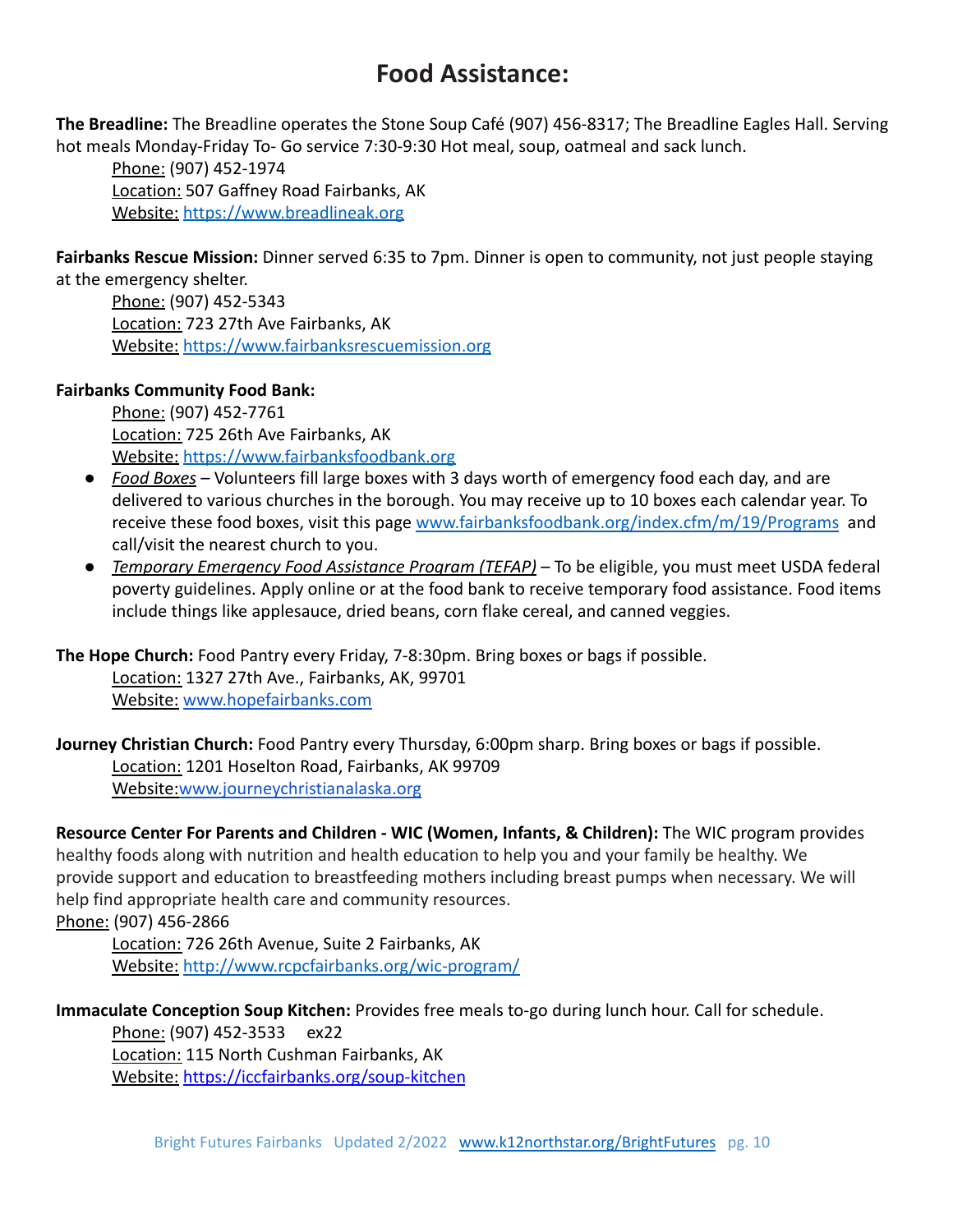# Food Assistance:

**The Breadline:** The Breadline operates the Stone Soup Café (907) 456-8317; The Breadline Eagles Hall. Serving hot meals Monday-Friday To- Go service 7:30-9:30 Hot meal, soup, oatmeal and sack lunch.

Phone: (907) 452-1974
Location: 507 Gaffney Road Fairbanks, AK
Website: https://www.breadlineak.org

**Fairbanks Rescue Mission:** Dinner served 6:35 to 7pm. Dinner is open to community, not just people staying at the emergency shelter.

Phone: (907) 452-5343
Location: 723 27th Ave Fairbanks, AK
Website: https://www.fairbanksrescuemission.org

**Fairbanks Community Food Bank:**

Phone: (907) 452-7761
Location: 725 26th Ave Fairbanks, AK
Website: https://www.fairbanksfoodbank.org

- *Food Boxes* – Volunteers fill large boxes with 3 days worth of emergency food each day, and are delivered to various churches in the borough. You may receive up to 10 boxes each calendar year. To receive these food boxes, visit this page www.fairbanksfoodbank.org/index.cfm/m/19/Programs and call/visit the nearest church to you.
- *Temporary Emergency Food Assistance Program (TEFAP)* – To be eligible, you must meet USDA federal poverty guidelines. Apply online or at the food bank to receive temporary food assistance. Food items include things like applesauce, dried beans, corn flake cereal, and canned veggies.

**The Hope Church:** Food Pantry every Friday, 7-8:30pm. Bring boxes or bags if possible.

Location: 1327 27th Ave., Fairbanks, AK, 99701
Website: www.hopefairbanks.com

**Journey Christian Church:** Food Pantry every Thursday, 6:00pm sharp. Bring boxes or bags if possible.

Location: 1201 Hoselton Road, Fairbanks, AK 99709
Website: www.journeychristianalaska.org

**Resource Center For Parents and Children - WIC (Women, Infants, & Children):** The WIC program provides healthy foods along with nutrition and health education to help you and your family be healthy. We provide support and education to breastfeeding mothers including breast pumps when necessary. We will help find appropriate health care and community resources.

Phone: (907) 456-2866
Location: 726 26th Avenue, Suite 2 Fairbanks, AK
Website: http://www.rcpcfairbanks.org/wic-program/

**Immaculate Conception Soup Kitchen:** Provides free meals to-go during lunch hour. Call for schedule.

Phone: (907) 452-3533 ex22
Location: 115 North Cushman Fairbanks, AK
Website: https://iccfairbanks.org/soup-kitchen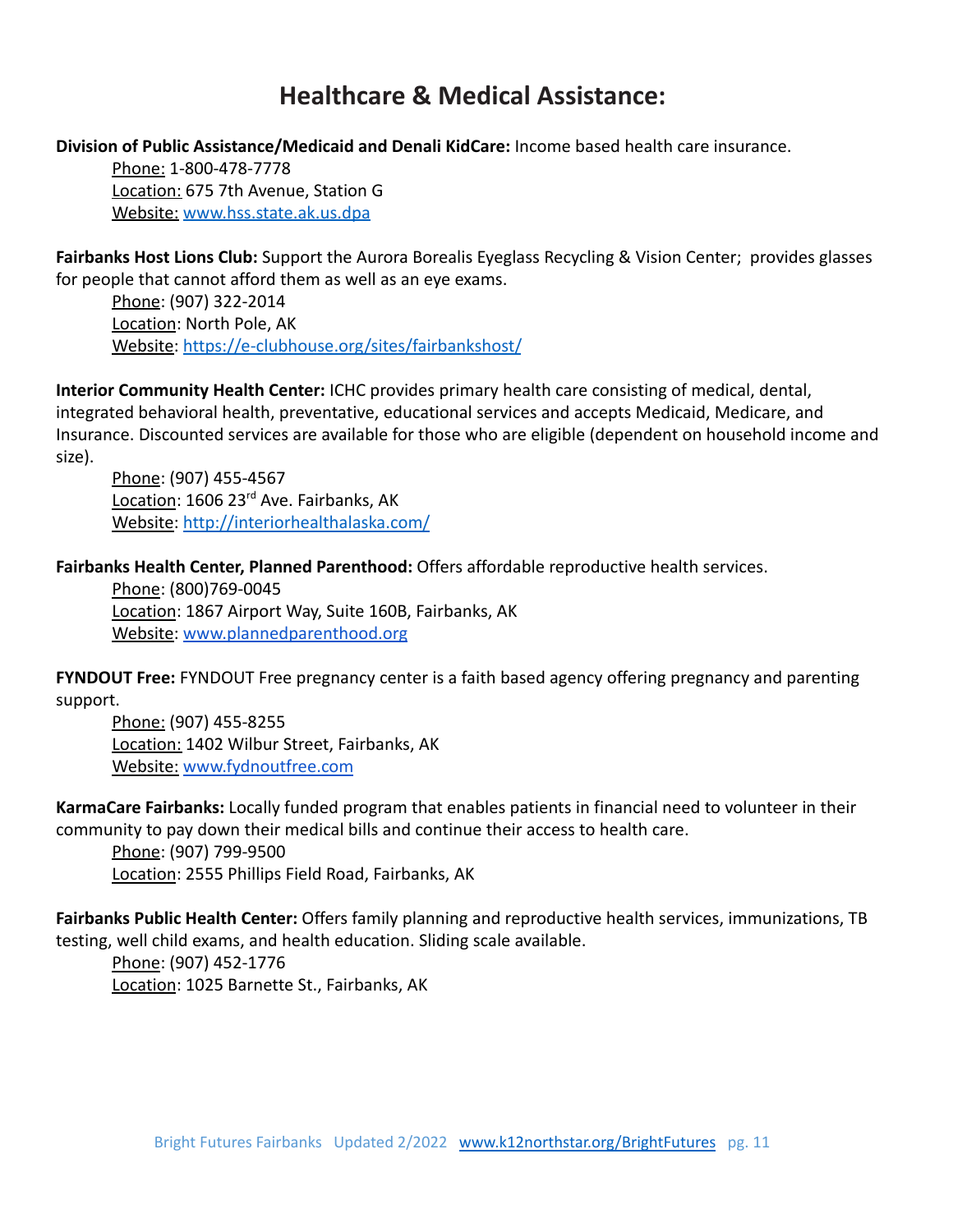# Healthcare & Medical Assistance:

**Division of Public Assistance/Medicaid and Denali KidCare:** Income based health care insurance.

Phone: 1-800-478-7778
Location: 675 7th Avenue, Station G
Website: www.hss.state.ak.us.dpa

**Fairbanks Host Lions Club:** Support the Aurora Borealis Eyeglass Recycling & Vision Center; provides glasses for people that cannot afford them as well as an eye exams.

Phone: (907) 322-2014
Location: North Pole, AK
Website: https://e-clubhouse.org/sites/fairbankshost/

**Interior Community Health Center:** ICHC provides primary health care consisting of medical, dental, integrated behavioral health, preventative, educational services and accepts Medicaid, Medicare, and Insurance. Discounted services are available for those who are eligible (dependent on household income and size).

Phone: (907) 455-4567
Location: 1606 23rd Ave. Fairbanks, AK
Website: http://interiorhealthalaska.com/

**Fairbanks Health Center, Planned Parenthood:** Offers affordable reproductive health services.

Phone: (800)769-0045
Location: 1867 Airport Way, Suite 160B, Fairbanks, AK
Website: www.plannedparenthood.org

**FYNDOUT Free:** FYNDOUT Free pregnancy center is a faith based agency offering pregnancy and parenting support.

Phone: (907) 455-8255
Location: 1402 Wilbur Street, Fairbanks, AK
Website: www.fydnoutfree.com

**KarmaCare Fairbanks:** Locally funded program that enables patients in financial need to volunteer in their community to pay down their medical bills and continue their access to health care.

Phone: (907) 799-9500
Location: 2555 Phillips Field Road, Fairbanks, AK

**Fairbanks Public Health Center:** Offers family planning and reproductive health services, immunizations, TB testing, well child exams, and health education. Sliding scale available.

Phone: (907) 452-1776
Location: 1025 Barnette St., Fairbanks, AK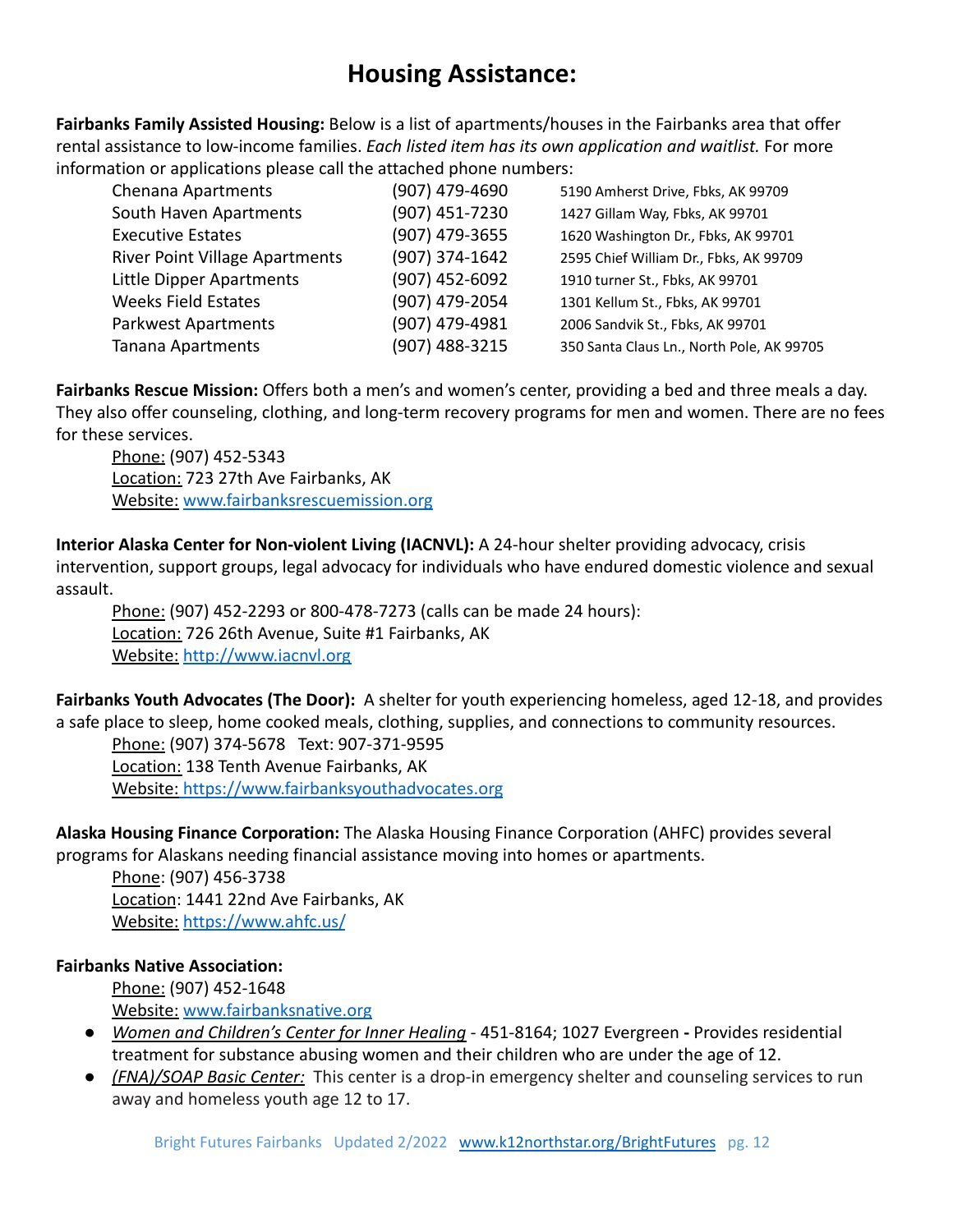# Housing Assistance:

**Fairbanks Family Assisted Housing:** Below is a list of apartments/houses in the Fairbanks area that offer rental assistance to low-income families. *Each listed item has its own application and waitlist.* For more information or applications please call the attached phone numbers:

| Name | Phone | Address |
|---|---|---|
| Chenana Apartments | (907) 479-4690 | 5190 Amherst Drive, Fbks, AK 99709 |
| South Haven Apartments | (907) 451-7230 | 1427 Gillam Way, Fbks, AK 99701 |
| Executive Estates | (907) 479-3655 | 1620 Washington Dr., Fbks, AK 99701 |
| River Point Village Apartments | (907) 374-1642 | 2595 Chief William Dr., Fbks, AK 99709 |
| Little Dipper Apartments | (907) 452-6092 | 1910 turner St., Fbks, AK 99701 |
| Weeks Field Estates | (907) 479-2054 | 1301 Kellum St., Fbks, AK 99701 |
| Parkwest Apartments | (907) 479-4981 | 2006 Sandvik St., Fbks, AK 99701 |
| Tanana Apartments | (907) 488-3215 | 350 Santa Claus Ln., North Pole, AK 99705 |

**Fairbanks Rescue Mission:** Offers both a men's and women's center, providing a bed and three meals a day. They also offer counseling, clothing, and long-term recovery programs for men and women. There are no fees for these services.

Phone: (907) 452-5343
Location: 723 27th Ave Fairbanks, AK
Website: www.fairbanksrescuemission.org

**Interior Alaska Center for Non-violent Living (IACNVL):** A 24-hour shelter providing advocacy, crisis intervention, support groups, legal advocacy for individuals who have endured domestic violence and sexual assault.

Phone: (907) 452-2293 or 800-478-7273 (calls can be made 24 hours):
Location: 726 26th Avenue, Suite #1 Fairbanks, AK
Website: http://www.iacnvl.org

**Fairbanks Youth Advocates (The Door):** A shelter for youth experiencing homeless, aged 12-18, and provides a safe place to sleep, home cooked meals, clothing, supplies, and connections to community resources.

Phone: (907) 374-5678 Text: 907-371-9595
Location: 138 Tenth Avenue Fairbanks, AK
Website: https://www.fairbanksyouthadvocates.org

**Alaska Housing Finance Corporation:** The Alaska Housing Finance Corporation (AHFC) provides several programs for Alaskans needing financial assistance moving into homes or apartments.

Phone: (907) 456-3738
Location: 1441 22nd Ave Fairbanks, AK
Website: https://www.ahfc.us/

**Fairbanks Native Association:**

Phone: (907) 452-1648
Website: www.fairbanksnative.org

- *Women and Children's Center for Inner Healing* - 451-8164; 1027 Evergreen **-** Provides residential treatment for substance abusing women and their children who are under the age of 12.
- *(FNA)/SOAP Basic Center:* This center is a drop-in emergency shelter and counseling services to run away and homeless youth age 12 to 17.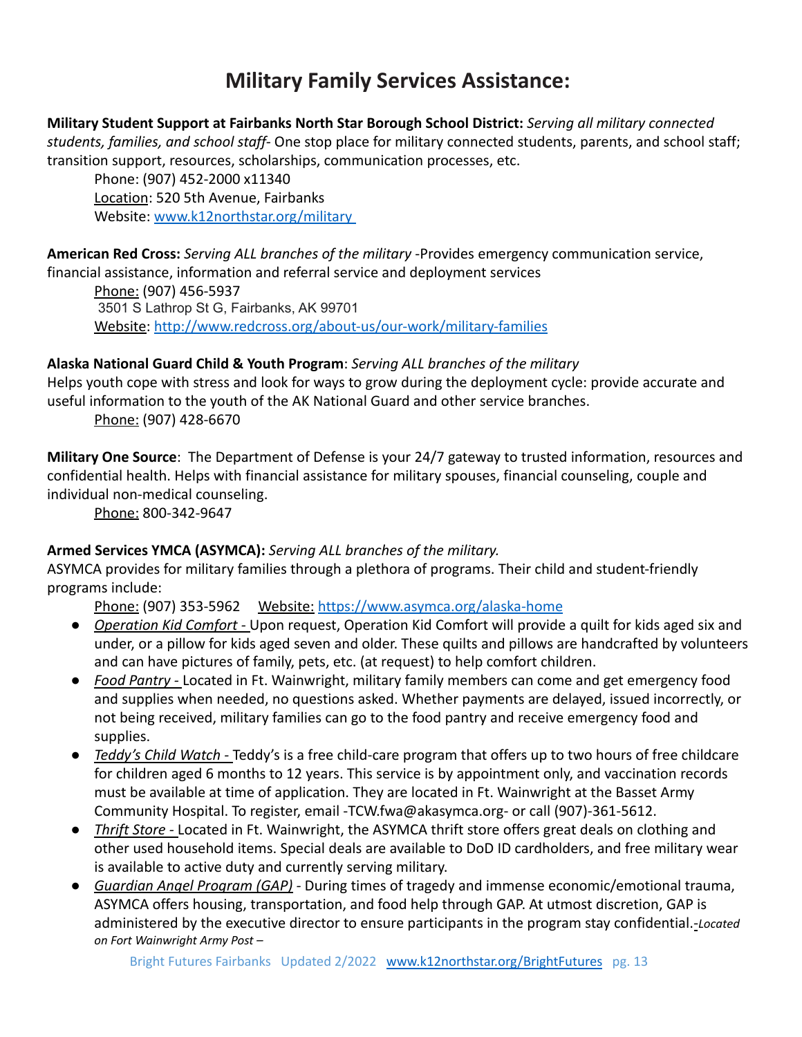# Military Family Services Assistance:

**Military Student Support at Fairbanks North Star Borough School District:** *Serving all military connected students, families, and school staff*- One stop place for military connected students, parents, and school staff; transition support, resources, scholarships, communication processes, etc.

Phone: (907) 452-2000 x11340
Location: 520 5th Avenue, Fairbanks
Website: www.k12northstar.org/military

**American Red Cross:** *Serving ALL branches of the military* -Provides emergency communication service, financial assistance, information and referral service and deployment services

Phone: (907) 456-5937
3501 S Lathrop St G, Fairbanks, AK 99701
Website: http://www.redcross.org/about-us/our-work/military-families

**Alaska National Guard Child & Youth Program**: *Serving ALL branches of the military*
Helps youth cope with stress and look for ways to grow during the deployment cycle: provide accurate and useful information to the youth of the AK National Guard and other service branches.

Phone: (907) 428-6670

**Military One Source**: The Department of Defense is your 24/7 gateway to trusted information, resources and confidential health. Helps with financial assistance for military spouses, financial counseling, couple and individual non-medical counseling.

Phone: 800-342-9647

**Armed Services YMCA (ASYMCA):** *Serving ALL branches of the military.*
ASYMCA provides for military families through a plethora of programs. Their child and student-friendly programs include:

Phone: (907) 353-5962 Website: https://www.asymca.org/alaska-home

- *Operation Kid Comfort* - Upon request, Operation Kid Comfort will provide a quilt for kids aged six and under, or a pillow for kids aged seven and older. These quilts and pillows are handcrafted by volunteers and can have pictures of family, pets, etc. (at request) to help comfort children.
- *Food Pantry* - Located in Ft. Wainwright, military family members can come and get emergency food and supplies when needed, no questions asked. Whether payments are delayed, issued incorrectly, or not being received, military families can go to the food pantry and receive emergency food and supplies.
- *Teddy's Child Watch* - Teddy's is a free child-care program that offers up to two hours of free childcare for children aged 6 months to 12 years. This service is by appointment only, and vaccination records must be available at time of application. They are located in Ft. Wainwright at the Basset Army Community Hospital. To register, email -TCW.fwa@akasymca.org- or call (907)-361-5612.
- *Thrift Store* - Located in Ft. Wainwright, the ASYMCA thrift store offers great deals on clothing and other used household items. Special deals are available to DoD ID cardholders, and free military wear is available to active duty and currently serving military.
- *Guardian Angel Program (GAP)* - During times of tragedy and immense economic/emotional trauma, ASYMCA offers housing, transportation, and food help through GAP. At utmost discretion, GAP is administered by the executive director to ensure participants in the program stay confidential.-*Located on Fort Wainwright Army Post –*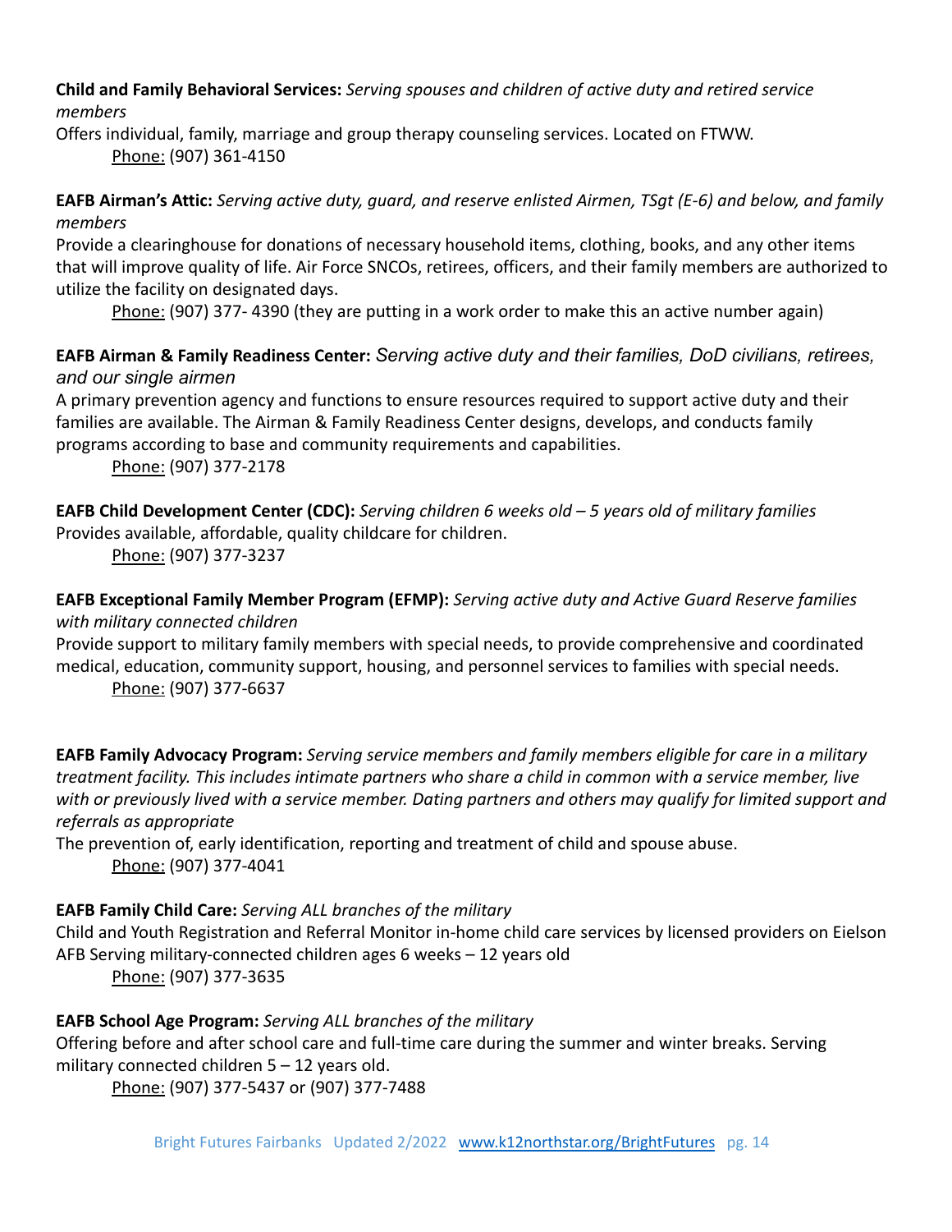**Child and Family Behavioral Services:** *Serving spouses and children of active duty and retired service members*

Offers individual, family, marriage and group therapy counseling services. Located on FTWW.

Phone: (907) 361-4150

**EAFB Airman's Attic:** *Serving active duty, guard, and reserve enlisted Airmen, TSgt (E-6) and below, and family members*

Provide a clearinghouse for donations of necessary household items, clothing, books, and any other items that will improve quality of life. Air Force SNCOs, retirees, officers, and their family members are authorized to utilize the facility on designated days.

Phone: (907) 377- 4390 (they are putting in a work order to make this an active number again)

**EAFB Airman & Family Readiness Center:** *Serving active duty and their families, DoD civilians, retirees, and our single airmen*

A primary prevention agency and functions to ensure resources required to support active duty and their families are available. The Airman & Family Readiness Center designs, develops, and conducts family programs according to base and community requirements and capabilities.

Phone: (907) 377-2178

**EAFB Child Development Center (CDC):** *Serving children 6 weeks old – 5 years old of military families*

Provides available, affordable, quality childcare for children.

Phone: (907) 377-3237

**EAFB Exceptional Family Member Program (EFMP):** *Serving active duty and Active Guard Reserve families with military connected children*

Provide support to military family members with special needs, to provide comprehensive and coordinated medical, education, community support, housing, and personnel services to families with special needs.

Phone: (907) 377-6637

**EAFB Family Advocacy Program:** *Serving service members and family members eligible for care in a military treatment facility. This includes intimate partners who share a child in common with a service member, live with or previously lived with a service member. Dating partners and others may qualify for limited support and referrals as appropriate*

The prevention of, early identification, reporting and treatment of child and spouse abuse.

Phone: (907) 377-4041

**EAFB Family Child Care:** *Serving ALL branches of the military*

Child and Youth Registration and Referral Monitor in-home child care services by licensed providers on Eielson AFB Serving military-connected children ages 6 weeks – 12 years old

Phone: (907) 377-3635

**EAFB School Age Program:** *Serving ALL branches of the military*

Offering before and after school care and full-time care during the summer and winter breaks. Serving military connected children 5 – 12 years old.

Phone: (907) 377-5437 or (907) 377-7488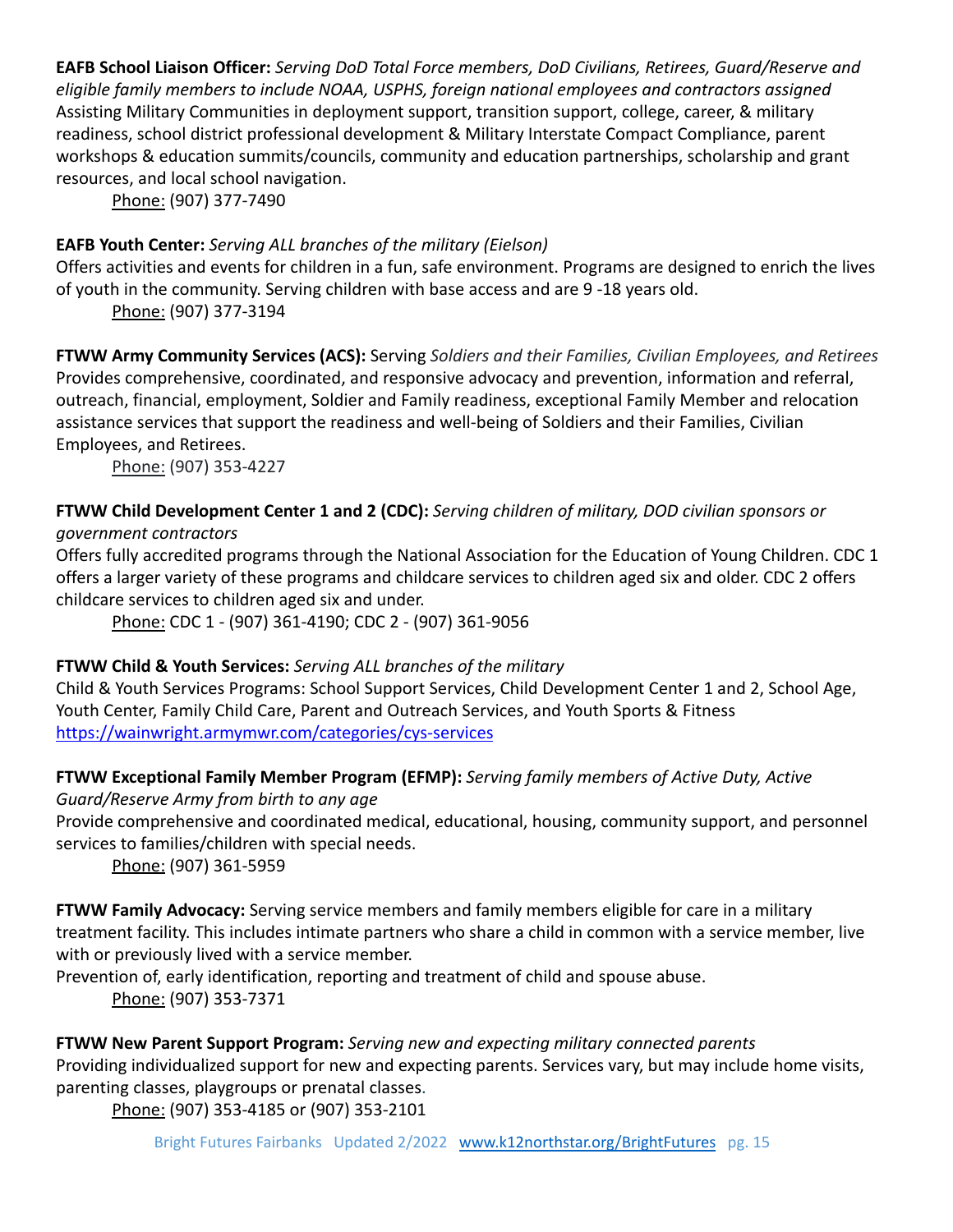**EAFB School Liaison Officer:** *Serving DoD Total Force members, DoD Civilians, Retirees, Guard/Reserve and eligible family members to include NOAA, USPHS, foreign national employees and contractors assigned*
Assisting Military Communities in deployment support, transition support, college, career, & military readiness, school district professional development & Military Interstate Compact Compliance, parent workshops & education summits/councils, community and education partnerships, scholarship and grant resources, and local school navigation.

Phone: (907) 377-7490

**EAFB Youth Center:** *Serving ALL branches of the military (Eielson)*
Offers activities and events for children in a fun, safe environment. Programs are designed to enrich the lives of youth in the community. Serving children with base access and are 9 -18 years old.

Phone: (907) 377-3194

**FTWW Army Community Services (ACS):** Serving *Soldiers and their Families, Civilian Employees, and Retirees*
Provides comprehensive, coordinated, and responsive advocacy and prevention, information and referral, outreach, financial, employment, Soldier and Family readiness, exceptional Family Member and relocation assistance services that support the readiness and well-being of Soldiers and their Families, Civilian Employees, and Retirees.

Phone: (907) 353-4227

**FTWW Child Development Center 1 and 2 (CDC):** *Serving children of military, DOD civilian sponsors or government contractors*
Offers fully accredited programs through the National Association for the Education of Young Children. CDC 1 offers a larger variety of these programs and childcare services to children aged six and older. CDC 2 offers childcare services to children aged six and under.

Phone: CDC 1 - (907) 361-4190; CDC 2 - (907) 361-9056

**FTWW Child & Youth Services:** *Serving ALL branches of the military*
Child & Youth Services Programs: School Support Services, Child Development Center 1 and 2, School Age, Youth Center, Family Child Care, Parent and Outreach Services, and Youth Sports & Fitness
https://wainwright.armymwr.com/categories/cys-services

**FTWW Exceptional Family Member Program (EFMP):** *Serving family members of Active Duty, Active Guard/Reserve Army from birth to any age*
Provide comprehensive and coordinated medical, educational, housing, community support, and personnel services to families/children with special needs.

Phone: (907) 361-5959

**FTWW Family Advocacy:** Serving service members and family members eligible for care in a military treatment facility. This includes intimate partners who share a child in common with a service member, live with or previously lived with a service member.
Prevention of, early identification, reporting and treatment of child and spouse abuse.

Phone: (907) 353-7371

**FTWW New Parent Support Program:** *Serving new and expecting military connected parents*
Providing individualized support for new and expecting parents. Services vary, but may include home visits, parenting classes, playgroups or prenatal classes.

Phone: (907) 353-4185 or (907) 353-2101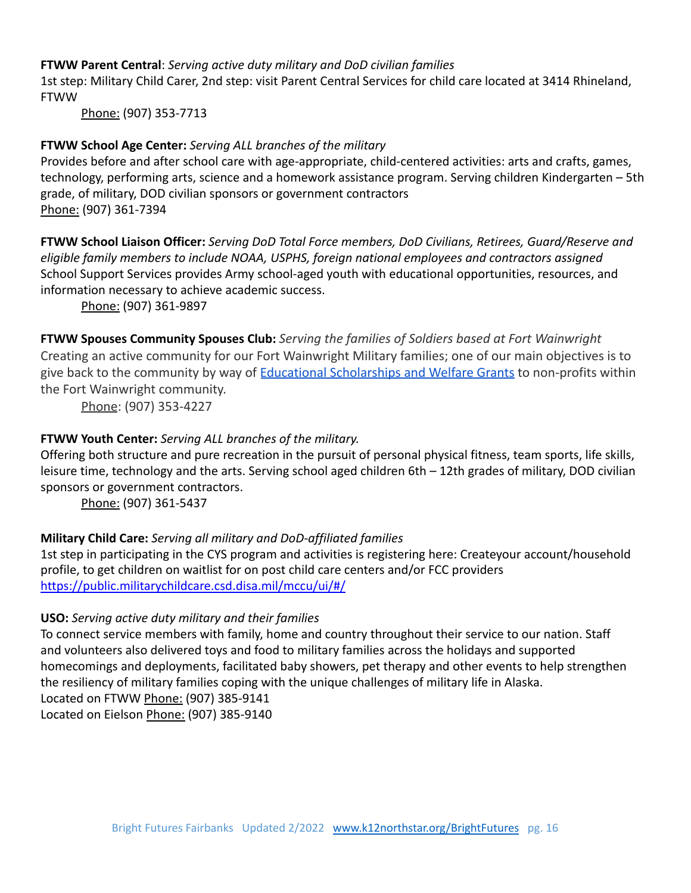**FTWW Parent Central**: *Serving active duty military and DoD civilian families*
1st step: Military Child Carer, 2nd step: visit Parent Central Services for child care located at 3414 Rhineland, FTWW

Phone: (907) 353-7713

**FTWW School Age Center:** *Serving ALL branches of the military*
Provides before and after school care with age-appropriate, child-centered activities: arts and crafts, games, technology, performing arts, science and a homework assistance program. Serving children Kindergarten – 5th grade, of military, DOD civilian sponsors or government contractors
Phone: (907) 361-7394

**FTWW School Liaison Officer:** *Serving DoD Total Force members, DoD Civilians, Retirees, Guard/Reserve and eligible family members to include NOAA, USPHS, foreign national employees and contractors assigned*
School Support Services provides Army school-aged youth with educational opportunities, resources, and information necessary to achieve academic success.

Phone: (907) 361-9897

**FTWW Spouses Community Spouses Club:** *Serving the families of Soldiers based at Fort Wainwright*
Creating an active community for our Fort Wainwright Military families; one of our main objectives is to give back to the community by way of Educational Scholarships and Welfare Grants to non-profits within the Fort Wainwright community.

Phone: (907) 353-4227

**FTWW Youth Center:** *Serving ALL branches of the military.*
Offering both structure and pure recreation in the pursuit of personal physical fitness, team sports, life skills, leisure time, technology and the arts. Serving school aged children 6th – 12th grades of military, DOD civilian sponsors or government contractors.

Phone: (907) 361-5437

**Military Child Care:** *Serving all military and DoD-affiliated families*
1st step in participating in the CYS program and activities is registering here: Createyour account/household profile, to get children on waitlist for on post child care centers and/or FCC providers
https://public.militarychildcare.csd.disa.mil/mccu/ui/#/

**USO:** *Serving active duty military and their families*
To connect service members with family, home and country throughout their service to our nation. Staff and volunteers also delivered toys and food to military families across the holidays and supported homecomings and deployments, facilitated baby showers, pet therapy and other events to help strengthen the resiliency of military families coping with the unique challenges of military life in Alaska.
Located on FTWW Phone: (907) 385-9141
Located on Eielson Phone: (907) 385-9140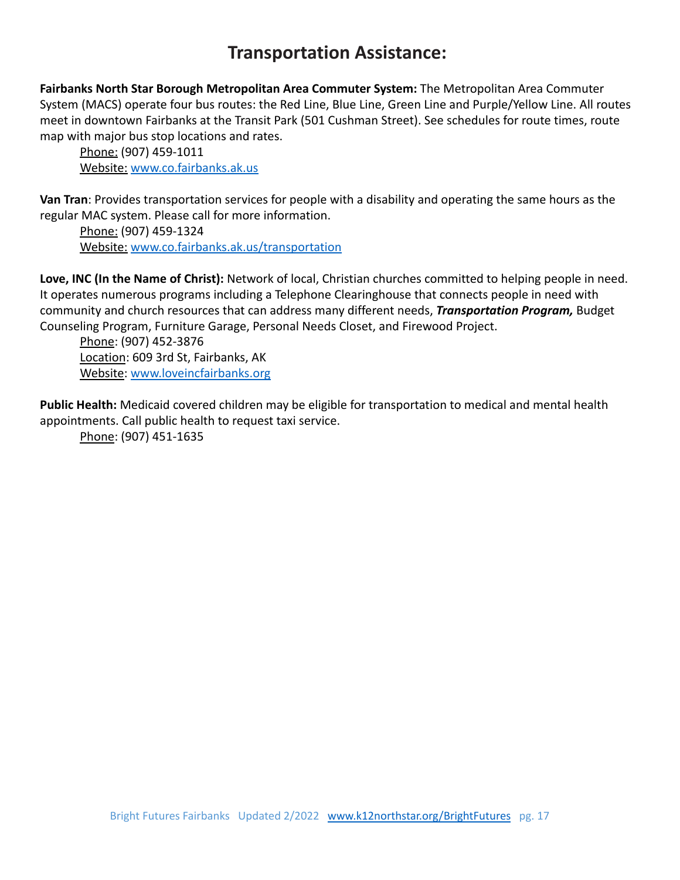# Transportation Assistance:

**Fairbanks North Star Borough Metropolitan Area Commuter System:** The Metropolitan Area Commuter System (MACS) operate four bus routes: the Red Line, Blue Line, Green Line and Purple/Yellow Line. All routes meet in downtown Fairbanks at the Transit Park (501 Cushman Street). See schedules for route times, route map with major bus stop locations and rates.

Phone: (907) 459-1011
Website: www.co.fairbanks.ak.us

**Van Tran**: Provides transportation services for people with a disability and operating the same hours as the regular MAC system. Please call for more information.

Phone: (907) 459-1324
Website: www.co.fairbanks.ak.us/transportation

**Love, INC (In the Name of Christ):** Network of local, Christian churches committed to helping people in need. It operates numerous programs including a Telephone Clearinghouse that connects people in need with community and church resources that can address many different needs, ***Transportation Program,*** Budget Counseling Program, Furniture Garage, Personal Needs Closet, and Firewood Project.

Phone: (907) 452-3876
Location: 609 3rd St, Fairbanks, AK
Website: www.loveincfairbanks.org

**Public Health:** Medicaid covered children may be eligible for transportation to medical and mental health appointments. Call public health to request taxi service.

Phone: (907) 451-1635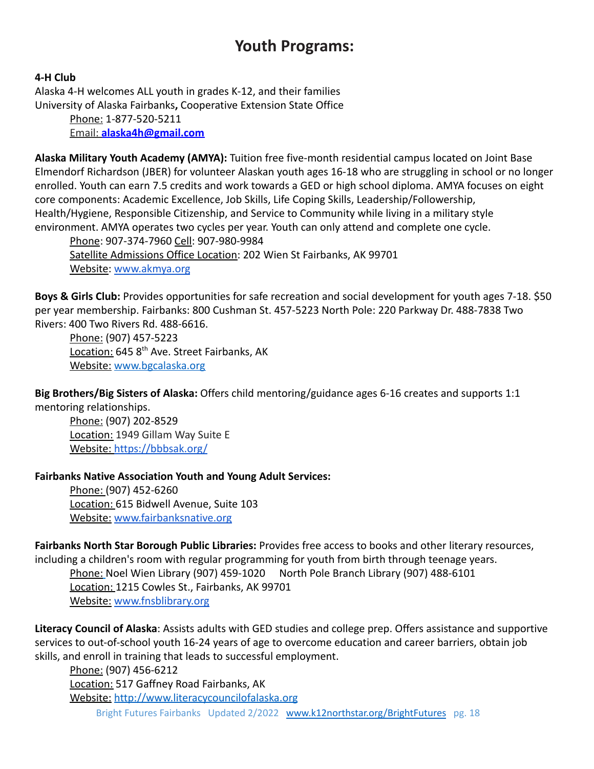# Youth Programs:

**4-H Club**
Alaska 4-H welcomes ALL youth in grades K-12, and their families
University of Alaska Fairbanks**,** Cooperative Extension State Office

Phone: 1-877-520-5211
Email: **alaska4h@gmail.com**

**Alaska Military Youth Academy (AMYA):** Tuition free five-month residential campus located on Joint Base Elmendorf Richardson (JBER) for volunteer Alaskan youth ages 16-18 who are struggling in school or no longer enrolled. Youth can earn 7.5 credits and work towards a GED or high school diploma. AMYA focuses on eight core components: Academic Excellence, Job Skills, Life Coping Skills, Leadership/Followership, Health/Hygiene, Responsible Citizenship, and Service to Community while living in a military style environment. AMYA operates two cycles per year. Youth can only attend and complete one cycle.

Phone: 907-374-7960 Cell: 907-980-9984
Satellite Admissions Office Location: 202 Wien St Fairbanks, AK 99701
Website: www.akmya.org

**Boys & Girls Club:** Provides opportunities for safe recreation and social development for youth ages 7-18. $50 per year membership. Fairbanks: 800 Cushman St. 457-5223 North Pole: 220 Parkway Dr. 488-7838 Two Rivers: 400 Two Rivers Rd. 488-6616.

Phone: (907) 457-5223
Location: 645 8th Ave. Street Fairbanks, AK
Website: www.bgcalaska.org

**Big Brothers/Big Sisters of Alaska:** Offers child mentoring/guidance ages 6-16 creates and supports 1:1 mentoring relationships.

Phone: (907) 202-8529
Location: 1949 Gillam Way Suite E
Website: https://bbbsak.org/

**Fairbanks Native Association Youth and Young Adult Services:**

Phone: (907) 452-6260
Location: 615 Bidwell Avenue, Suite 103
Website: www.fairbanksnative.org

**Fairbanks North Star Borough Public Libraries:** Provides free access to books and other literary resources, including a children's room with regular programming for youth from birth through teenage years.

Phone: Noel Wien Library (907) 459-1020 North Pole Branch Library (907) 488-6101
Location: 1215 Cowles St., Fairbanks, AK 99701
Website: www.fnsblibrary.org

**Literacy Council of Alaska**: Assists adults with GED studies and college prep. Offers assistance and supportive services to out-of-school youth 16-24 years of age to overcome education and career barriers, obtain job skills, and enroll in training that leads to successful employment.

Phone: (907) 456-6212
Location: 517 Gaffney Road Fairbanks, AK
Website: http://www.literacycouncilofalaska.org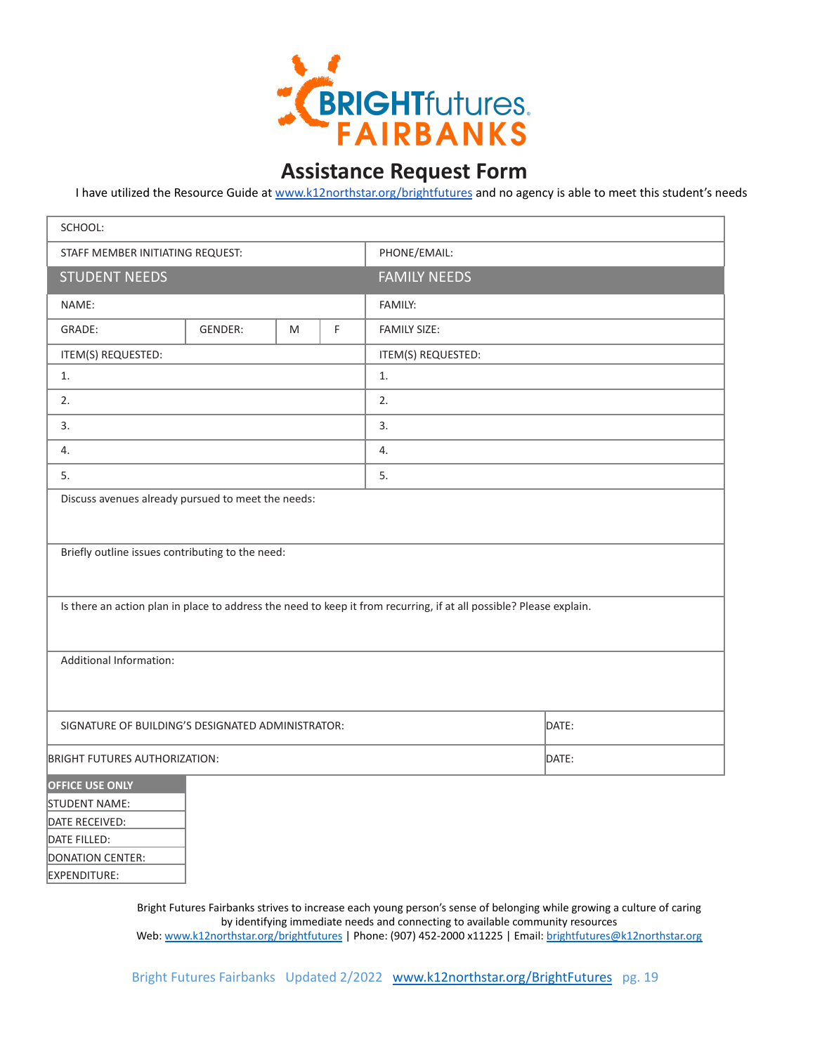BRIGHTfutures FAIRBANKS

# Assistance Request Form

I have utilized the Resource Guide at www.k12northstar.org/brightfutures and no agency is able to meet this student's needs

| | | | | |
|---|---|---|---|---|
| SCHOOL: | | | | |
| STAFF MEMBER INITIATING REQUEST: | | | | PHONE/EMAIL: |
| **STUDENT NEEDS** | | | | **FAMILY NEEDS** |
| NAME: | | | | FAMILY: |
| GRADE: | GENDER: | M | F | FAMILY SIZE: |
| ITEM(S) REQUESTED: | | | | ITEM(S) REQUESTED: |
| 1. | | | | 1. |
| 2. | | | | 2. |
| 3. | | | | 3. |
| 4. | | | | 4. |
| 5. | | | | 5. |
| Discuss avenues already pursued to meet the needs: | | | | |
| Briefly outline issues contributing to the need: | | | | |
| Is there an action plan in place to address the need to keep it from recurring, if at all possible? Please explain. | | | | |
| Additional Information: | | | | |
| SIGNATURE OF BUILDING'S DESIGNATED ADMINISTRATOR: | | | | DATE: |
| BRIGHT FUTURES AUTHORIZATION: | | | | DATE: |

| OFFICE USE ONLY |
|---|
| STUDENT NAME: |
| DATE RECEIVED: |
| DATE FILLED: |
| DONATION CENTER: |
| EXPENDITURE: |

Bright Futures Fairbanks strives to increase each young person's sense of belonging while growing a culture of caring by identifying immediate needs and connecting to available community resources

Web: www.k12northstar.org/brightfutures | Phone: (907) 452-2000 x11225 | Email: brightfutures@k12northstar.org